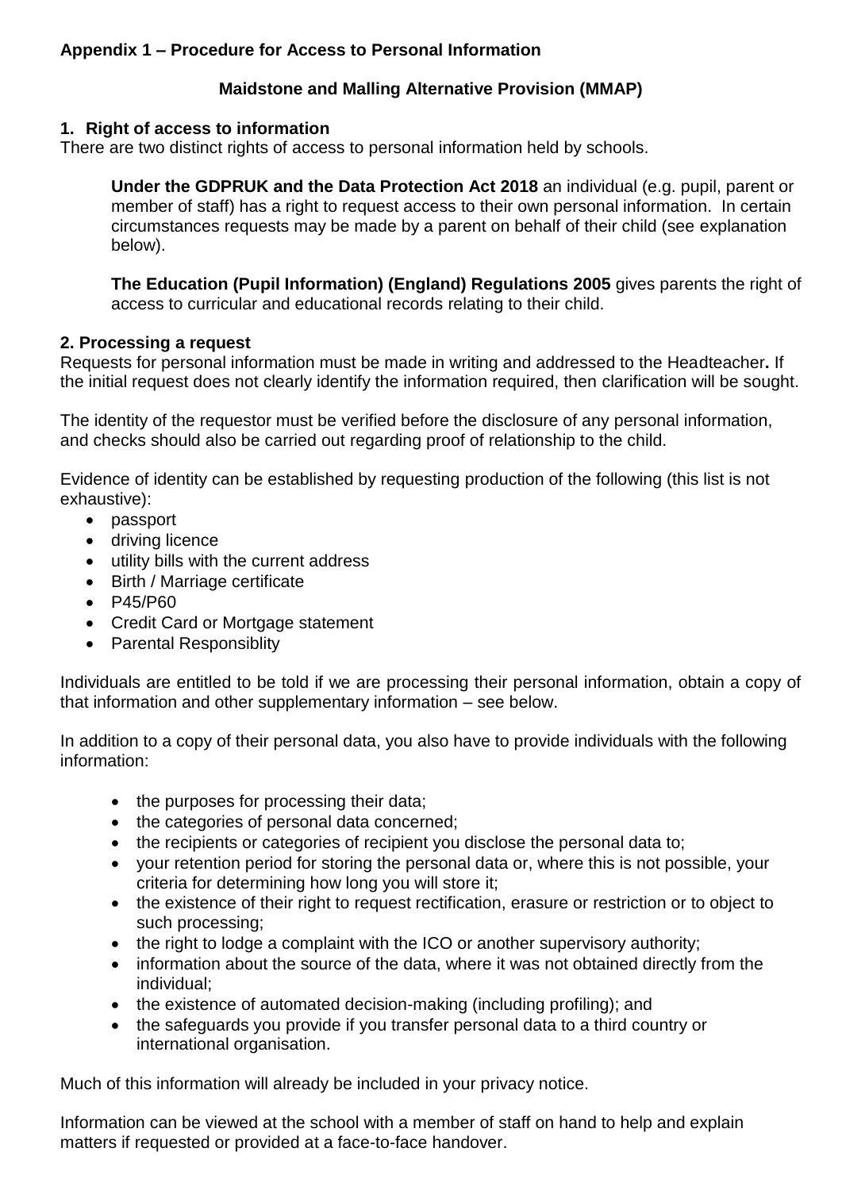## Appendix 1 – Procedure for Access to Personal Information

### Maidstone and Malling Alternative Provision (MMAP)

### 1. Right of access to information

There are two distinct rights of access to personal information held by schools.

> **Under the GDPRUK and the Data Protection Act 2018** an individual (e.g. pupil, parent or member of staff) has a right to request access to their own personal information. In certain circumstances requests may be made by a parent on behalf of their child (see explanation below).
>
> **The Education (Pupil Information) (England) Regulations 2005** gives parents the right of access to curricular and educational records relating to their child.

### 2. Processing a request

Requests for personal information must be made in writing and addressed to the Headteacher**.** If the initial request does not clearly identify the information required, then clarification will be sought.

The identity of the requestor must be verified before the disclosure of any personal information, and checks should also be carried out regarding proof of relationship to the child.

Evidence of identity can be established by requesting production of the following (this list is not exhaustive):

- passport
- driving licence
- utility bills with the current address
- Birth / Marriage certificate
- P45/P60
- Credit Card or Mortgage statement
- Parental Responsiblity

Individuals are entitled to be told if we are processing their personal information, obtain a copy of that information and other supplementary information – see below.

In addition to a copy of their personal data, you also have to provide individuals with the following information:

- the purposes for processing their data;
- the categories of personal data concerned;
- the recipients or categories of recipient you disclose the personal data to;
- your retention period for storing the personal data or, where this is not possible, your criteria for determining how long you will store it;
- the existence of their right to request rectification, erasure or restriction or to object to such processing;
- the right to lodge a complaint with the ICO or another supervisory authority;
- information about the source of the data, where it was not obtained directly from the individual;
- the existence of automated decision-making (including profiling); and
- the safeguards you provide if you transfer personal data to a third country or international organisation.

Much of this information will already be included in your privacy notice.

Information can be viewed at the school with a member of staff on hand to help and explain matters if requested or provided at a face-to-face handover.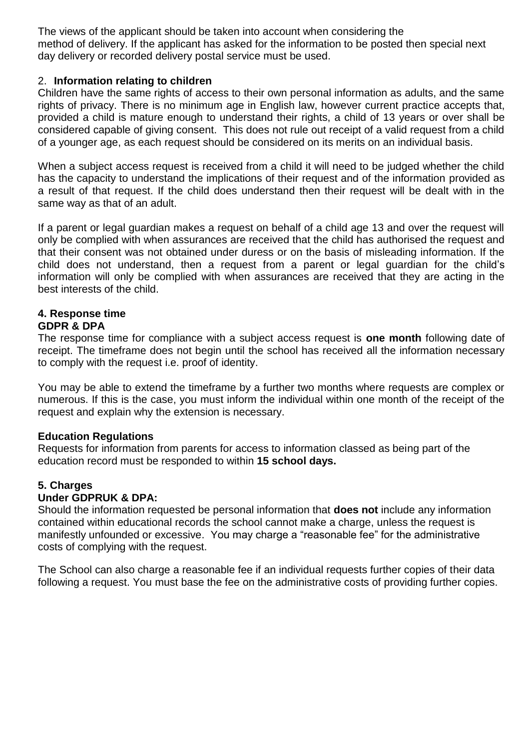The views of the applicant should be taken into account when considering the method of delivery. If the applicant has asked for the information to be posted then special next day delivery or recorded delivery postal service must be used.

## 2. **Information relating to children**

Children have the same rights of access to their own personal information as adults, and the same rights of privacy. There is no minimum age in English law, however current practice accepts that, provided a child is mature enough to understand their rights, a child of 13 years or over shall be considered capable of giving consent. This does not rule out receipt of a valid request from a child of a younger age, as each request should be considered on its merits on an individual basis.

When a subject access request is received from a child it will need to be judged whether the child has the capacity to understand the implications of their request and of the information provided as a result of that request. If the child does understand then their request will be dealt with in the same way as that of an adult.

If a parent or legal guardian makes a request on behalf of a child age 13 and over the request will only be complied with when assurances are received that the child has authorised the request and that their consent was not obtained under duress or on the basis of misleading information. If the child does not understand, then a request from a parent or legal guardian for the child's information will only be complied with when assurances are received that they are acting in the best interests of the child.

## 4. Response time

**GDPR & DPA**

The response time for compliance with a subject access request is **one month** following date of receipt. The timeframe does not begin until the school has received all the information necessary to comply with the request i.e. proof of identity.

You may be able to extend the timeframe by a further two months where requests are complex or numerous. If this is the case, you must inform the individual within one month of the receipt of the request and explain why the extension is necessary.

**Education Regulations**

Requests for information from parents for access to information classed as being part of the education record must be responded to within **15 school days.**

## 5. Charges

**Under GDPRUK & DPA:**

Should the information requested be personal information that **does not** include any information contained within educational records the school cannot make a charge, unless the request is manifestly unfounded or excessive. You may charge a "reasonable fee" for the administrative costs of complying with the request.

The School can also charge a reasonable fee if an individual requests further copies of their data following a request. You must base the fee on the administrative costs of providing further copies.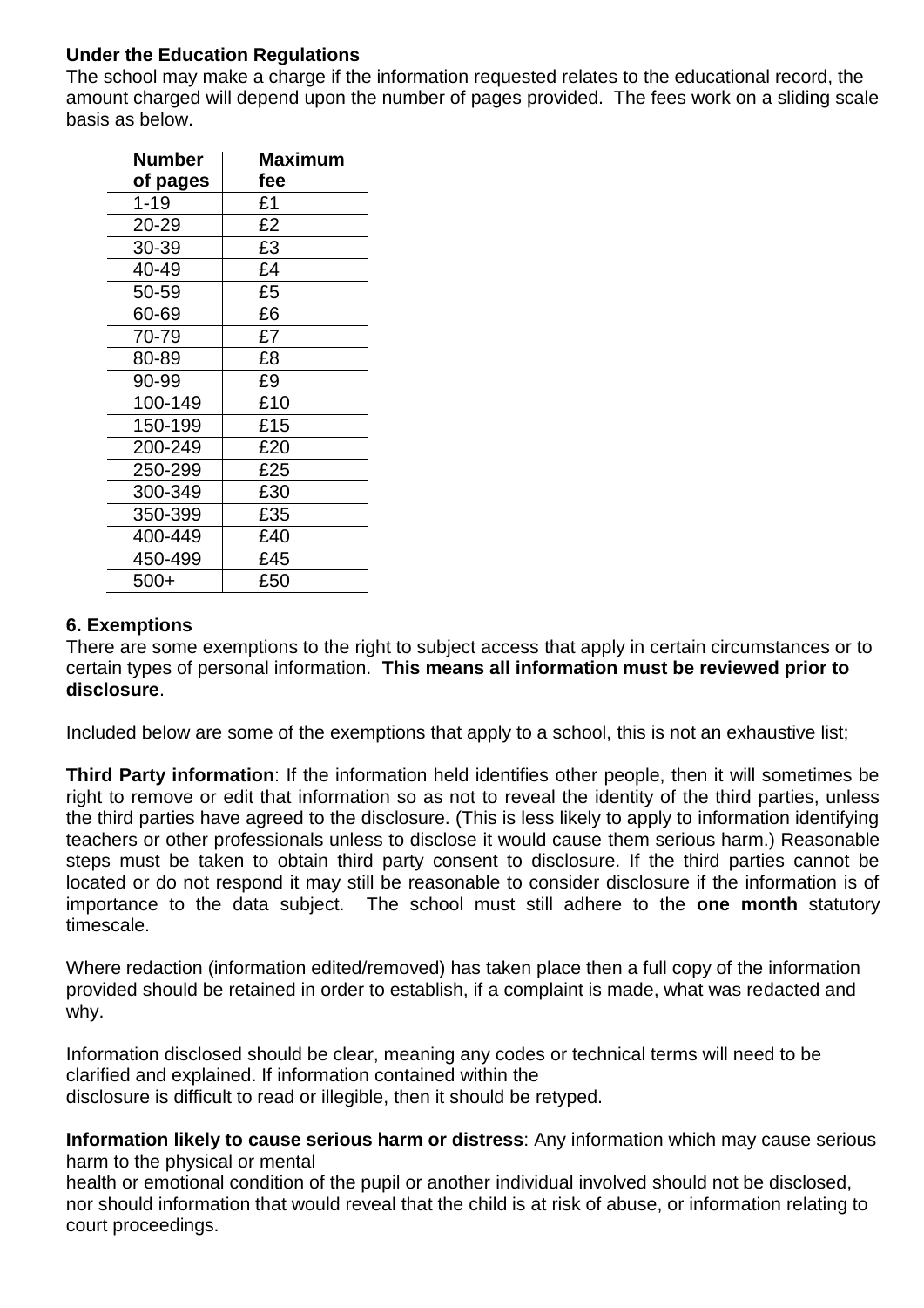**Under the Education Regulations**

The school may make a charge if the information requested relates to the educational record, the amount charged will depend upon the number of pages provided. The fees work on a sliding scale basis as below.

| Number of pages | Maximum fee |
|---|---|
| 1-19 | £1 |
| 20-29 | £2 |
| 30-39 | £3 |
| 40-49 | £4 |
| 50-59 | £5 |
| 60-69 | £6 |
| 70-79 | £7 |
| 80-89 | £8 |
| 90-99 | £9 |
| 100-149 | £10 |
| 150-199 | £15 |
| 200-249 | £20 |
| 250-299 | £25 |
| 300-349 | £30 |
| 350-399 | £35 |
| 400-449 | £40 |
| 450-499 | £45 |
| 500+ | £50 |

**6. Exemptions**

There are some exemptions to the right to subject access that apply in certain circumstances or to certain types of personal information. **This means all information must be reviewed prior to disclosure**.

Included below are some of the exemptions that apply to a school, this is not an exhaustive list;

**Third Party information**: If the information held identifies other people, then it will sometimes be right to remove or edit that information so as not to reveal the identity of the third parties, unless the third parties have agreed to the disclosure. (This is less likely to apply to information identifying teachers or other professionals unless to disclose it would cause them serious harm.) Reasonable steps must be taken to obtain third party consent to disclosure. If the third parties cannot be located or do not respond it may still be reasonable to consider disclosure if the information is of importance to the data subject. The school must still adhere to the **one month** statutory timescale.

Where redaction (information edited/removed) has taken place then a full copy of the information provided should be retained in order to establish, if a complaint is made, what was redacted and why.

Information disclosed should be clear, meaning any codes or technical terms will need to be clarified and explained. If information contained within the disclosure is difficult to read or illegible, then it should be retyped.

**Information likely to cause serious harm or distress**: Any information which may cause serious harm to the physical or mental health or emotional condition of the pupil or another individual involved should not be disclosed, nor should information that would reveal that the child is at risk of abuse, or information relating to court proceedings.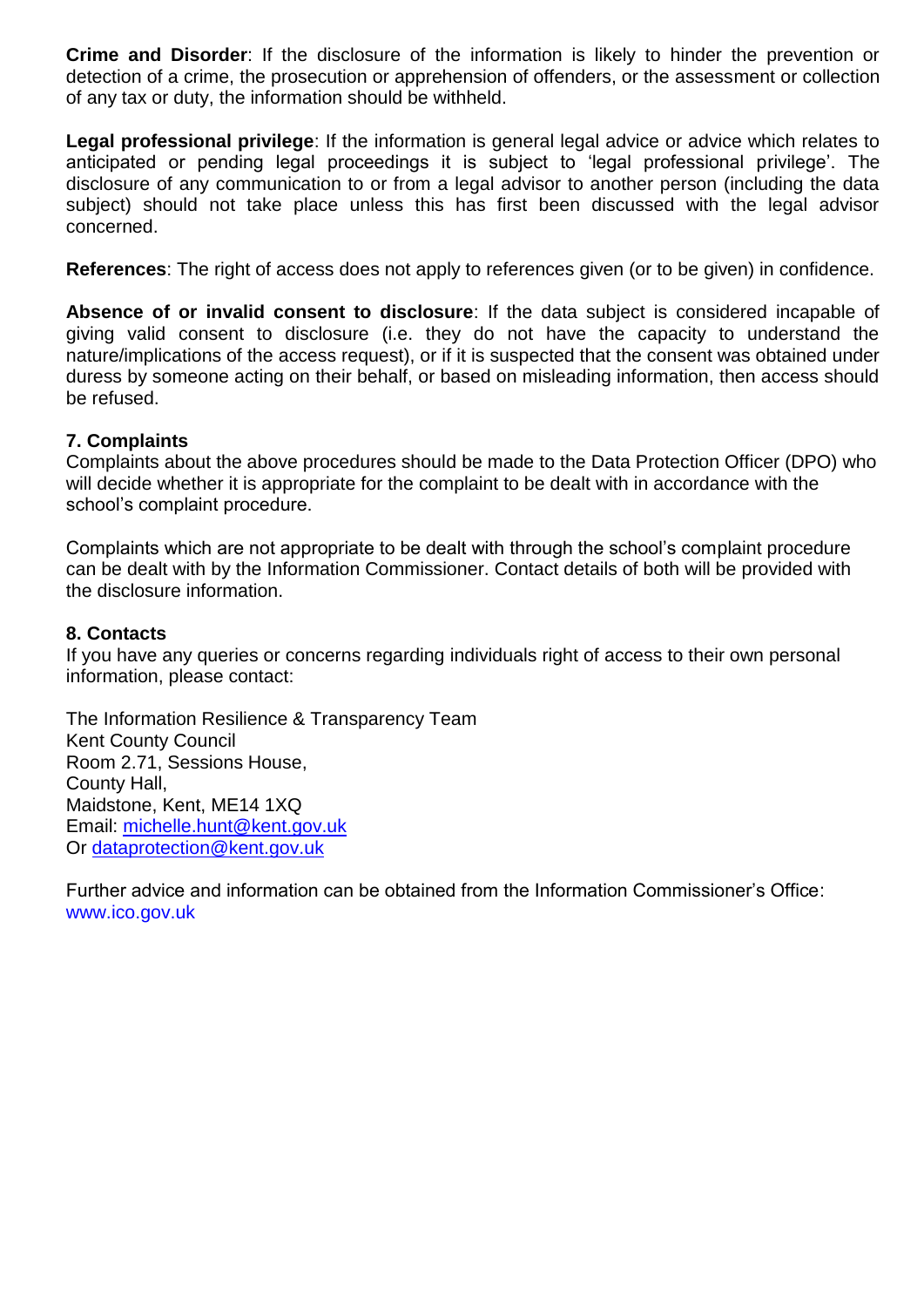**Crime and Disorder**: If the disclosure of the information is likely to hinder the prevention or detection of a crime, the prosecution or apprehension of offenders, or the assessment or collection of any tax or duty, the information should be withheld.

**Legal professional privilege**: If the information is general legal advice or advice which relates to anticipated or pending legal proceedings it is subject to 'legal professional privilege'. The disclosure of any communication to or from a legal advisor to another person (including the data subject) should not take place unless this has first been discussed with the legal advisor concerned.

**References**: The right of access does not apply to references given (or to be given) in confidence.

**Absence of or invalid consent to disclosure**: If the data subject is considered incapable of giving valid consent to disclosure (i.e. they do not have the capacity to understand the nature/implications of the access request), or if it is suspected that the consent was obtained under duress by someone acting on their behalf, or based on misleading information, then access should be refused.

**7. Complaints**

Complaints about the above procedures should be made to the Data Protection Officer (DPO) who will decide whether it is appropriate for the complaint to be dealt with in accordance with the school's complaint procedure.

Complaints which are not appropriate to be dealt with through the school's complaint procedure can be dealt with by the Information Commissioner. Contact details of both will be provided with the disclosure information.

**8. Contacts**

If you have any queries or concerns regarding individuals right of access to their own personal information, please contact:

The Information Resilience & Transparency Team
Kent County Council
Room 2.71, Sessions House,
County Hall,
Maidstone, Kent, ME14 1XQ
Email: michelle.hunt@kent.gov.uk
Or dataprotection@kent.gov.uk

Further advice and information can be obtained from the Information Commissioner's Office: www.ico.gov.uk